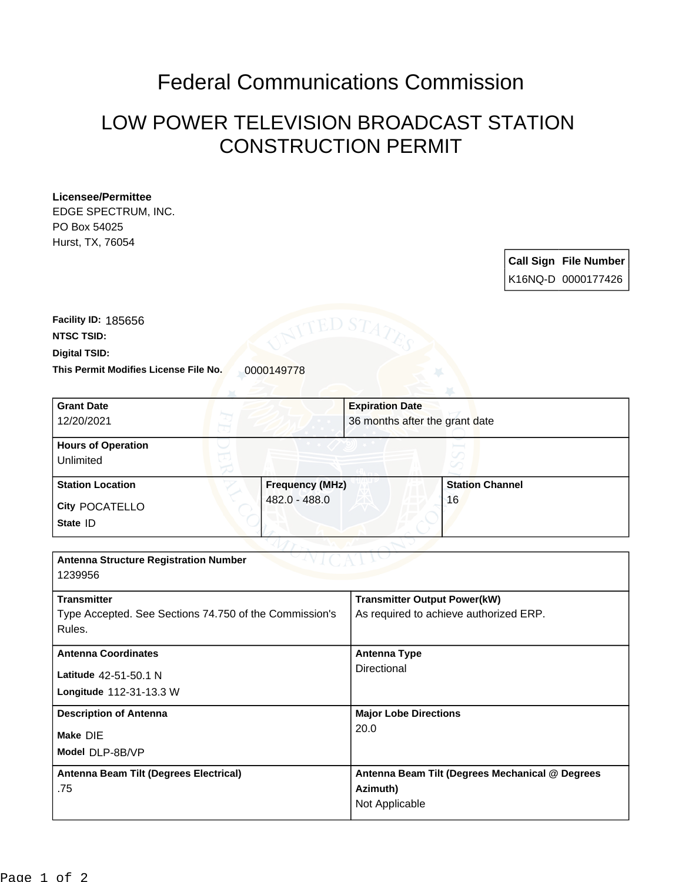# Federal Communications Commission

## LOW POWER TELEVISION BROADCAST STATION CONSTRUCTION PERMIT

**Licensee/Permittee**
EDGE SPECTRUM, INC.
PO Box 54025
Hurst, TX, 76054

| Call Sign | File Number |
|---|---|
| K16NQ-D | 0000177426 |

**Facility ID:** 185656
**NTSC TSID:**
**Digital TSID:**
**This Permit Modifies License File No.** 0000149778

| **Grant Date** | **Expiration Date** |
|---|---|
| 12/20/2021 | 36 months after the grant date |

**Hours of Operation**
Unlimited

| **Station Location** | **Frequency (MHz)** | **Station Channel** |
|---|---|---|
| City POCATELLO<br>State ID | 482.0 - 488.0 | 16 |

**Antenna Structure Registration Number**
1239956

| **Transmitter** | **Transmitter Output Power(kW)** |
|---|---|
| Type Accepted. See Sections 74.750 of the Commission's Rules. | As required to achieve authorized ERP. |

| **Antenna Coordinates** | **Antenna Type** |
|---|---|
| Latitude 42-51-50.1 N<br>Longitude 112-31-13.3 W | Directional |

| **Description of Antenna** | **Major Lobe Directions** |
|---|---|
| Make DIE<br>Model DLP-8B/VP | 20.0 |

| **Antenna Beam Tilt (Degrees Electrical)** | **Antenna Beam Tilt (Degrees Mechanical @ Degrees Azimuth)** |
|---|---|
| .75 | Not Applicable |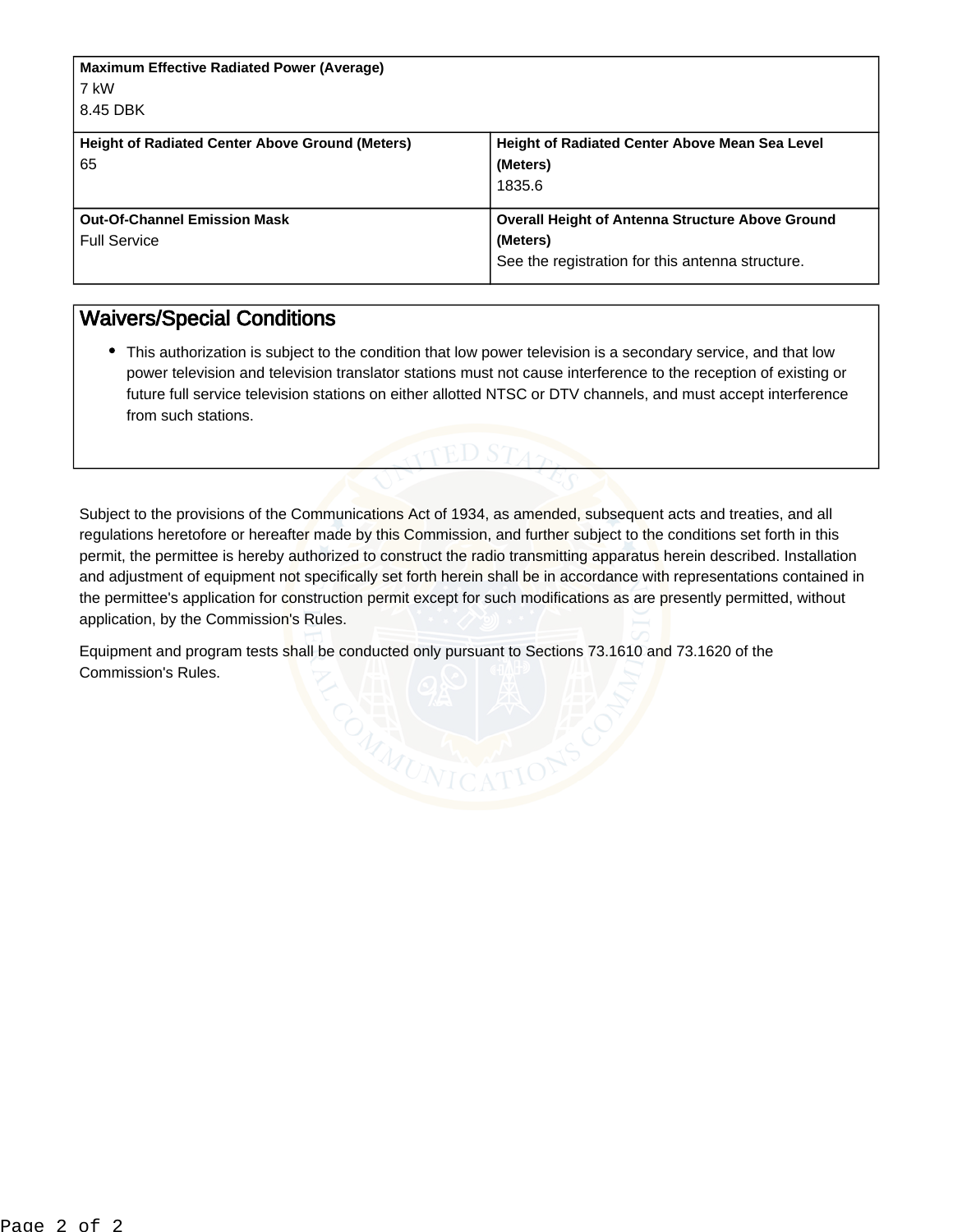| | |
|---|---|
| **Maximum Effective Radiated Power (Average)**<br>7 kW<br>8.45 DBK | |
| **Height of Radiated Center Above Ground (Meters)**<br>65 | **Height of Radiated Center Above Mean Sea Level (Meters)**<br>1835.6 |
| **Out-Of-Channel Emission Mask**<br>Full Service | **Overall Height of Antenna Structure Above Ground (Meters)**<br>See the registration for this antenna structure. |

## Waivers/Special Conditions

- This authorization is subject to the condition that low power television is a secondary service, and that low power television and television translator stations must not cause interference to the reception of existing or future full service television stations on either allotted NTSC or DTV channels, and must accept interference from such stations.

Subject to the provisions of the Communications Act of 1934, as amended, subsequent acts and treaties, and all regulations heretofore or hereafter made by this Commission, and further subject to the conditions set forth in this permit, the permittee is hereby authorized to construct the radio transmitting apparatus herein described. Installation and adjustment of equipment not specifically set forth herein shall be in accordance with representations contained in the permittee's application for construction permit except for such modifications as are presently permitted, without application, by the Commission's Rules.

Equipment and program tests shall be conducted only pursuant to Sections 73.1610 and 73.1620 of the Commission's Rules.